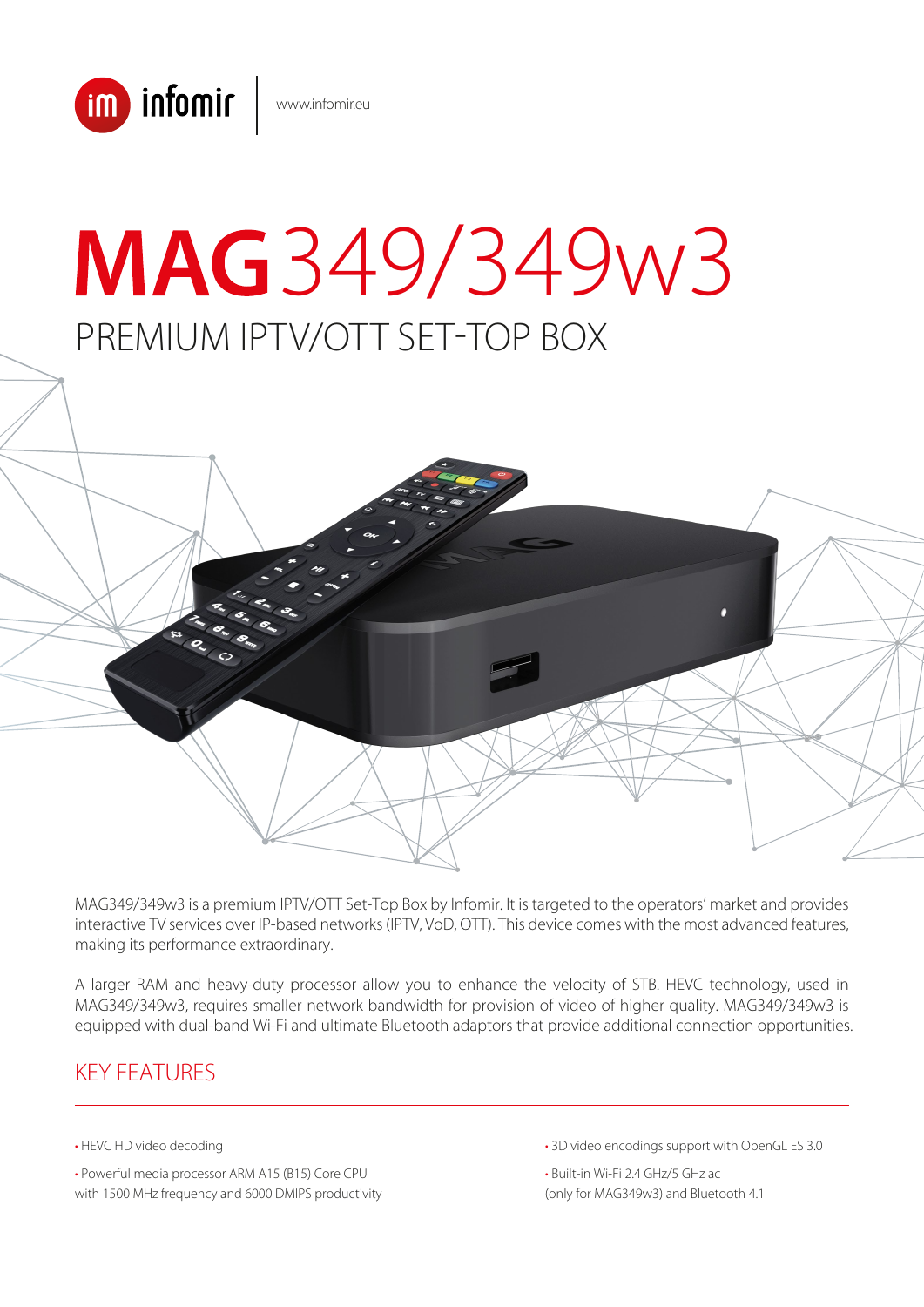infomir | www.infomir.eu

# MAG349/349w3

## PREMIUM IPTV/OTT SET-TOP BOX

MAG349/349w3 is a premium IPTV/OTT Set-Top Box by Infomir. It is targeted to the operators' market and provides interactive TV services over IP-based networks (IPTV, VoD, OTT). This device comes with the most advanced features, making its performance extraordinary.

A larger RAM and heavy-duty processor allow you to enhance the velocity of STB. HEVC technology, used in MAG349/349w3, requires smaller network bandwidth for provision of video of higher quality. MAG349/349w3 is equipped with dual-band Wi-Fi and ultimate Bluetooth adaptors that provide additional connection opportunities.

## KEY FEATURES

- HEVC HD video decoding
- Powerful media processor ARM A15 (B15) Core CPU with 1500 MHz frequency and 6000 DMIPS productivity
- 3D video encodings support with OpenGL ES 3.0
- Built-in Wi-Fi 2.4 GHz/5 GHz ac (only for MAG349w3) and Bluetooth 4.1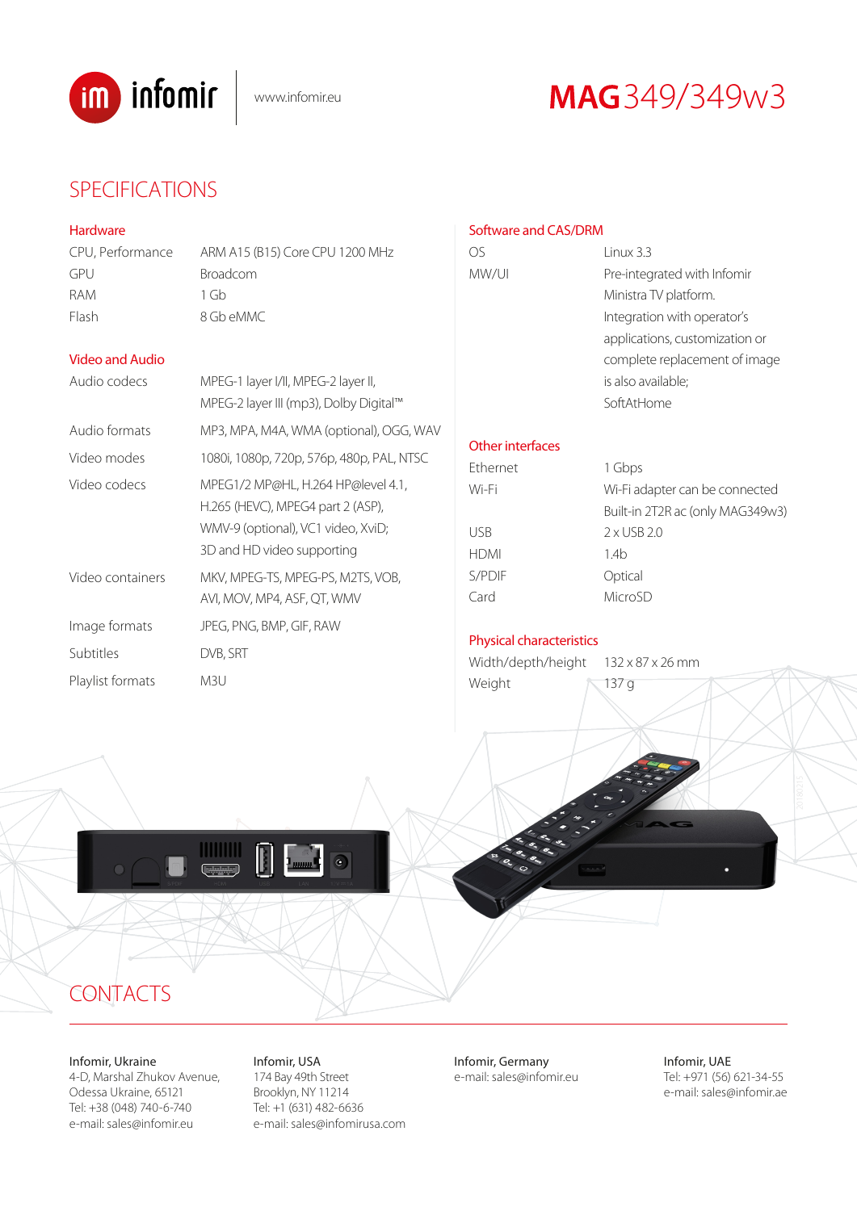infomir | www.infomir.eu

# MAG349/349w3

## SPECIFICATIONS

### Hardware

| | |
|---|---|
| CPU, Performance | ARM A15 (B15) Core CPU 1200 MHz |
| GPU | Broadcom |
| RAM | 1 Gb |
| Flash | 8 Gb eMMC |

### Video and Audio

| | |
|---|---|
| Audio codecs | MPEG-1 layer I/II, MPEG-2 layer II, MPEG-2 layer III (mp3), Dolby Digital™ |
| Audio formats | MP3, MPA, M4A, WMA (optional), OGG, WAV |
| Video modes | 1080i, 1080p, 720p, 576p, 480p, PAL, NTSC |
| Video codecs | MPEG1/2 MP@HL, H.264 HP@level 4.1, H.265 (HEVC), MPEG4 part 2 (ASP), WMV-9 (optional), VC1 video, XviD; 3D and HD video supporting |
| Video containers | MKV, MPEG-TS, MPEG-PS, M2TS, VOB, AVI, MOV, MP4, ASF, QT, WMV |
| Image formats | JPEG, PNG, BMP, GIF, RAW |
| Subtitles | DVB, SRT |
| Playlist formats | M3U |

### Software and CAS/DRM

| | |
|---|---|
| OS | Linux 3.3 |
| MW/UI | Pre-integrated with Infomir Ministra TV platform. Integration with operator's applications, customization or complete replacement of image is also available; SoftAtHome |

### Other interfaces

| | |
|---|---|
| Ethernet | 1 Gbps |
| Wi-Fi | Wi-Fi adapter can be connected Built-in 2T2R ac (only MAG349w3) |
| USB | 2 x USB 2.0 |
| HDMI | 1.4b |
| S/PDIF | Optical |
| Card | MicroSD |

### Physical characteristics

| | |
|---|---|
| Width/depth/height | 132 x 87 x 26 mm |
| Weight | 137 g |

## CONTACTS

**Infomir, Ukraine**
4-D, Marshal Zhukov Avenue,
Odessa Ukraine, 65121
Tel: +38 (048) 740-6-740
e-mail: sales@infomir.eu

**Infomir, USA**
174 Bay 49th Street
Brooklyn, NY 11214
Tel: +1 (631) 482-6636
e-mail: sales@infomirusa.com

**Infomir, Germany**
e-mail: sales@infomir.eu

**Infomir, UAE**
Tel: +971 (56) 621-34-55
e-mail: sales@infomir.ae